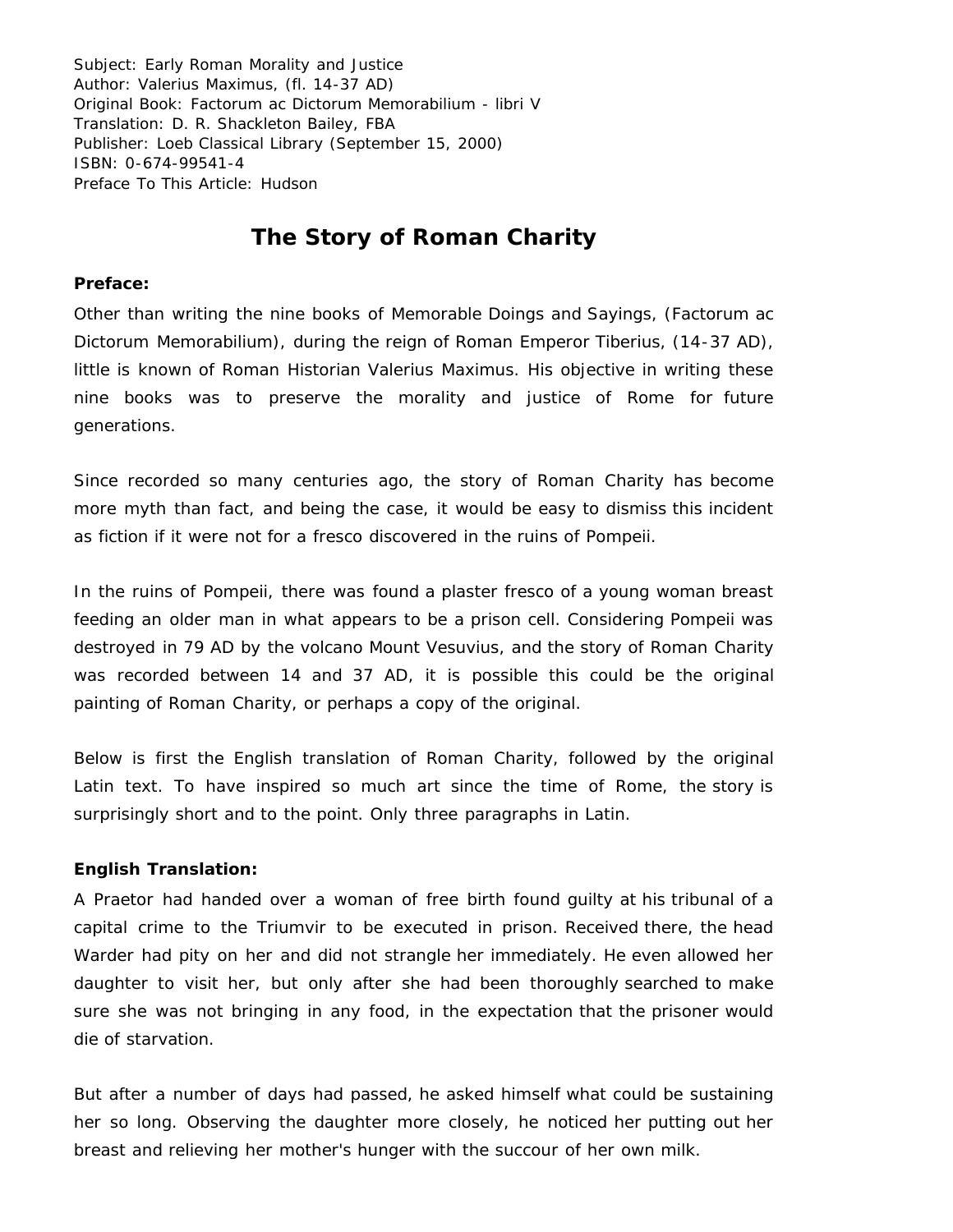Subject: Early Roman Morality and Justice
Author: Valerius Maximus, (fl. 14-37 AD)
Original Book: Factorum ac Dictorum Memorabilium - libri V
Translation: D. R. Shackleton Bailey, FBA
Publisher: Loeb Classical Library (September 15, 2000)
ISBN: 0-674-99541-4
Preface To This Article: Hudson

# The Story of Roman Charity

**Preface:**

Other than writing the nine books of Memorable Doings and Sayings, (Factorum ac Dictorum Memorabilium), during the reign of Roman Emperor Tiberius, (14-37 AD), little is known of Roman Historian Valerius Maximus. His objective in writing these nine books was to preserve the morality and justice of Rome for future generations.

Since recorded so many centuries ago, the story of Roman Charity has become more myth than fact, and being the case, it would be easy to dismiss this incident as fiction if it were not for a fresco discovered in the ruins of Pompeii.

In the ruins of Pompeii, there was found a plaster fresco of a young woman breast feeding an older man in what appears to be a prison cell. Considering Pompeii was destroyed in 79 AD by the volcano Mount Vesuvius, and the story of Roman Charity was recorded between 14 and 37 AD, it is possible this could be the original painting of Roman Charity, or perhaps a copy of the original.

Below is first the English translation of Roman Charity, followed by the original Latin text. To have inspired so much art since the time of Rome, the story is surprisingly short and to the point. Only three paragraphs in Latin.

**English Translation:**

A Praetor had handed over a woman of free birth found guilty at his tribunal of a capital crime to the Triumvir to be executed in prison. Received there, the head Warder had pity on her and did not strangle her immediately. He even allowed her daughter to visit her, but only after she had been thoroughly searched to make sure she was not bringing in any food, in the expectation that the prisoner would die of starvation.

But after a number of days had passed, he asked himself what could be sustaining her so long. Observing the daughter more closely, he noticed her putting out her breast and relieving her mother's hunger with the succour of her own milk.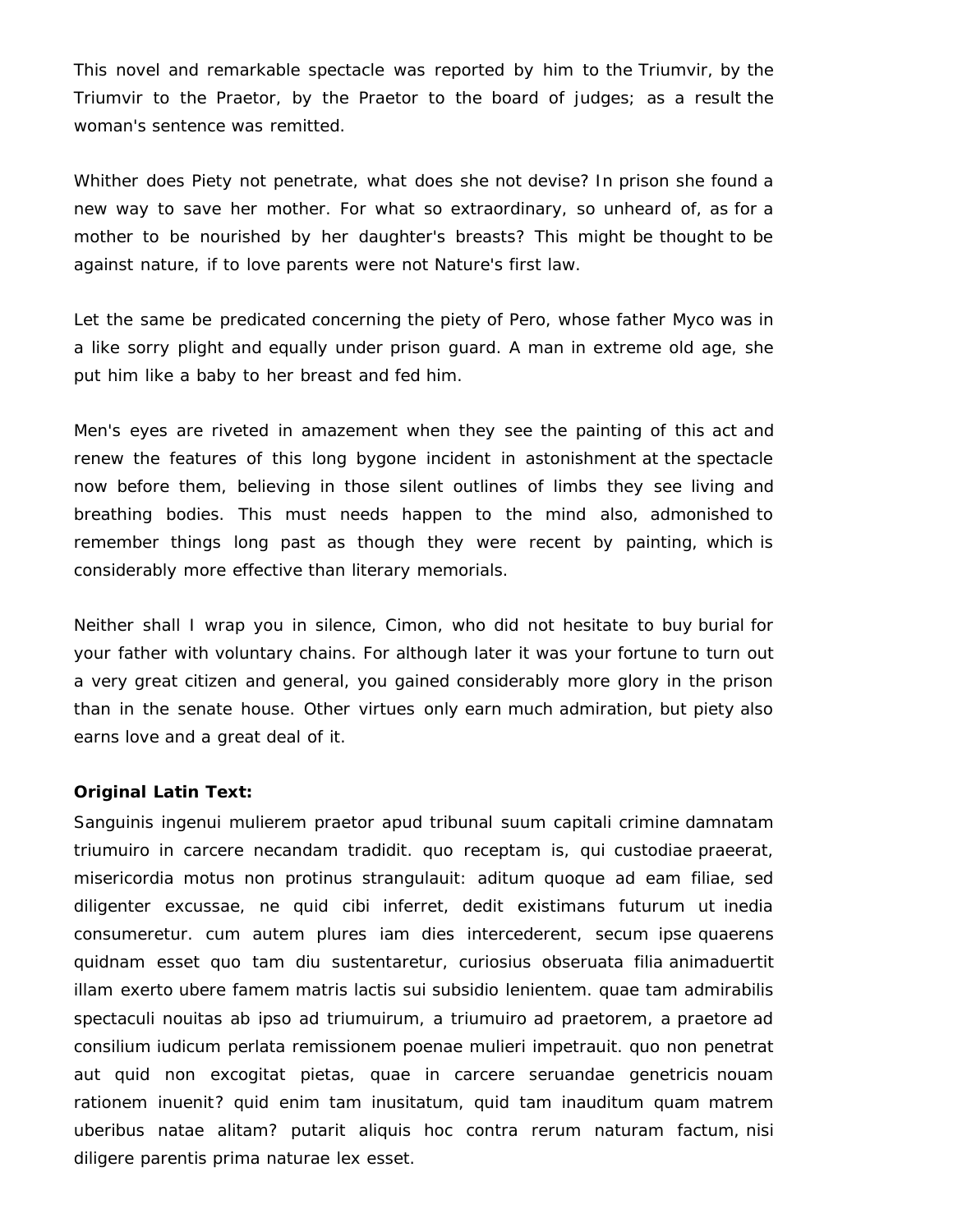This novel and remarkable spectacle was reported by him to the Triumvir, by the Triumvir to the Praetor, by the Praetor to the board of judges; as a result the woman's sentence was remitted.

Whither does Piety not penetrate, what does she not devise? In prison she found a new way to save her mother. For what so extraordinary, so unheard of, as for a mother to be nourished by her daughter's breasts? This might be thought to be against nature, if to love parents were not Nature's first law.

Let the same be predicated concerning the piety of Pero, whose father Myco was in a like sorry plight and equally under prison guard. A man in extreme old age, she put him like a baby to her breast and fed him.

Men's eyes are riveted in amazement when they see the painting of this act and renew the features of this long bygone incident in astonishment at the spectacle now before them, believing in those silent outlines of limbs they see living and breathing bodies. This must needs happen to the mind also, admonished to remember things long past as though they were recent by painting, which is considerably more effective than literary memorials.

Neither shall I wrap you in silence, Cimon, who did not hesitate to buy burial for your father with voluntary chains. For although later it was your fortune to turn out a very great citizen and general, you gained considerably more glory in the prison than in the senate house. Other virtues only earn much admiration, but piety also earns love and a great deal of it.

**Original Latin Text:**

Sanguinis ingenui mulierem praetor apud tribunal suum capitali crimine damnatam triumuiro in carcere necandam tradidit. quo receptam is, qui custodiae praeerat, misericordia motus non protinus strangulauit: aditum quoque ad eam filiae, sed diligenter excussae, ne quid cibi inferret, dedit existimans futurum ut inedia consumeretur. cum autem plures iam dies intercederent, secum ipse quaerens quidnam esset quo tam diu sustentaretur, curiosius obseruata filia animaduertit illam exerto ubere famem matris lactis sui subsidio lenientem. quae tam admirabilis spectaculi nouitas ab ipso ad triumuirum, a triumuiro ad praetorem, a praetore ad consilium iudicum perlata remissionem poenae mulieri impetrauit. quo non penetrat aut quid non excogitat pietas, quae in carcere seruandae genetricis nouam rationem inuenit? quid enim tam inusitatum, quid tam inauditum quam matrem uberibus natae alitam? putarit aliquis hoc contra rerum naturam factum, nisi diligere parentis prima naturae lex esset.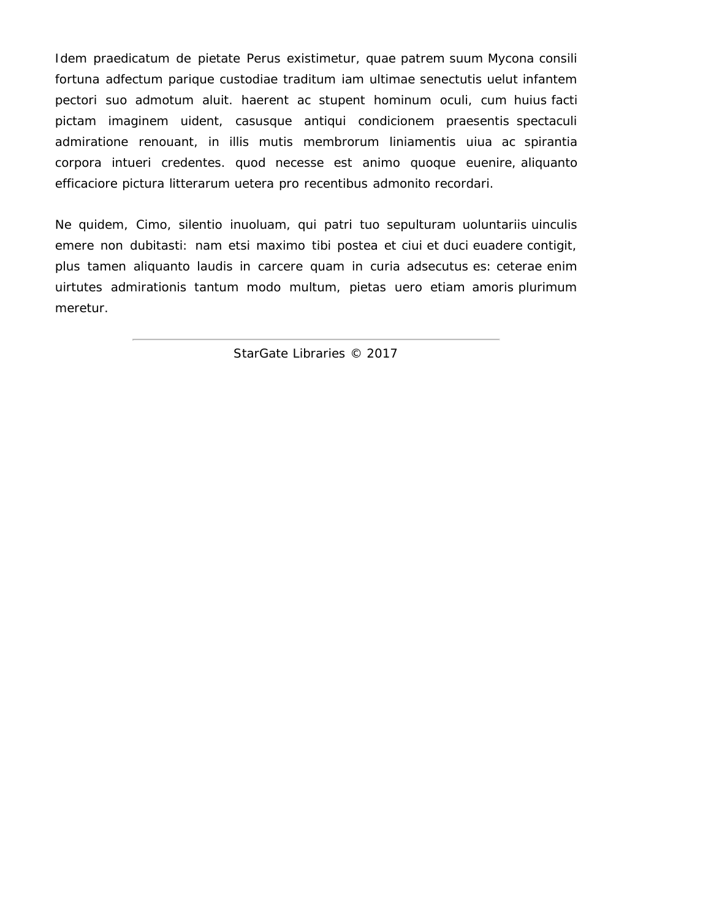Idem praedicatum de pietate Perus existimetur, quae patrem suum Mycona consili fortuna adfectum parique custodiae traditum iam ultimae senectutis uelut infantem pectori suo admotum aluit. haerent ac stupent hominum oculi, cum huius facti pictam imaginem uident, casusque antiqui condicionem praesentis spectaculi admiratione renouant, in illis mutis membrorum liniamentis uiua ac spirantia corpora intueri credentes. quod necesse est animo quoque euenire, aliquanto efficaciore pictura litterarum uetera pro recentibus admonito recordari.

Ne quidem, Cimo, silentio inuoluam, qui patri tuo sepulturam uoluntariis uinculis emere non dubitasti: nam etsi maximo tibi postea et ciui et duci euadere contigit, plus tamen aliquanto laudis in carcere quam in curia adsecutus es: ceterae enim uirtutes admirationis tantum modo multum, pietas uero etiam amoris plurimum meretur.

---

StarGate Libraries © 2017